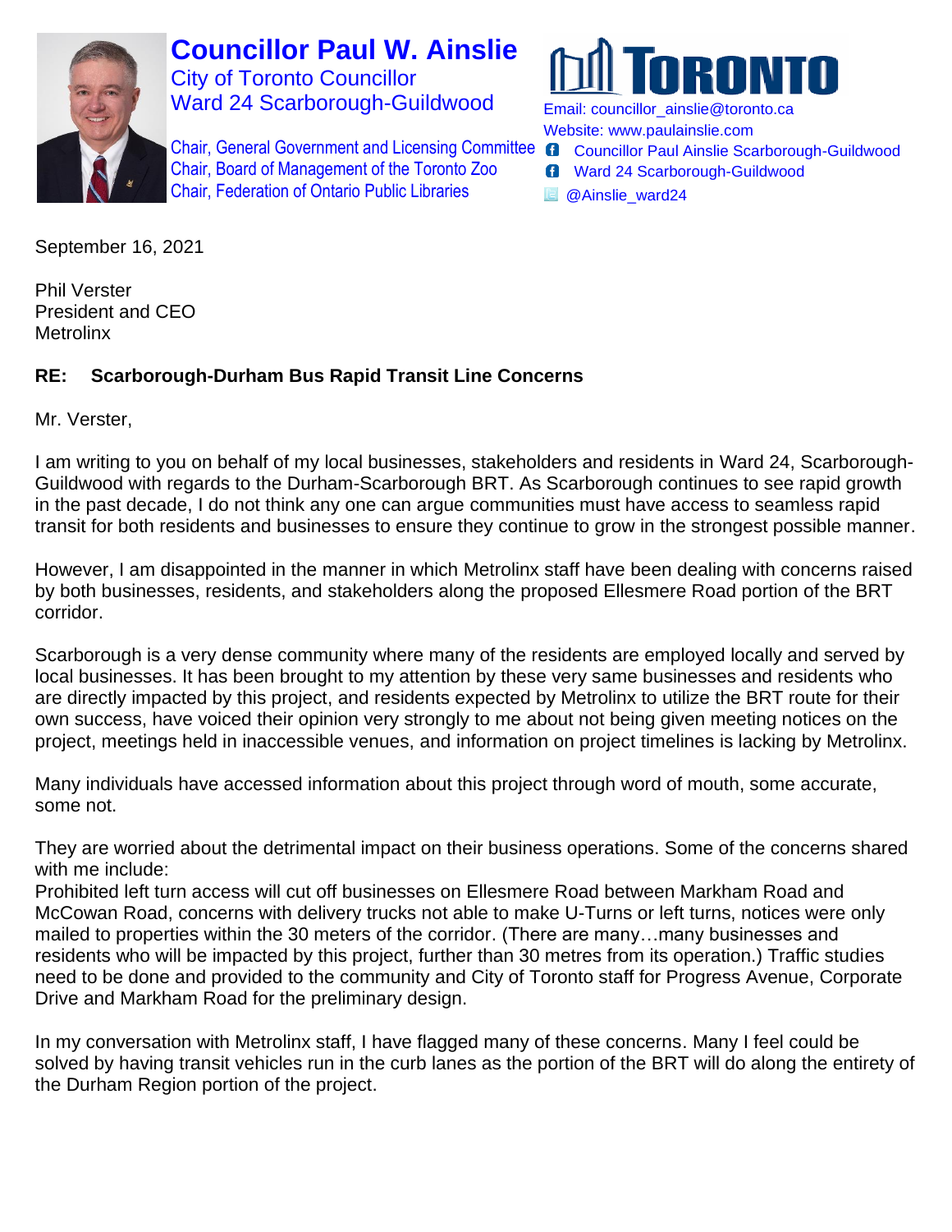**Councillor Paul W. Ainslie**
City of Toronto Councillor
Ward 24 Scarborough-Guildwood

Chair, General Government and Licensing Committee
Chair, Board of Management of the Toronto Zoo
Chair, Federation of Ontario Public Libraries

TORONTO
Email: councillor_ainslie@toronto.ca
Website: www.paulainslie.com
Councillor Paul Ainslie Scarborough-Guildwood
Ward 24 Scarborough-Guildwood
@Ainslie_ward24

September 16, 2021

Phil Verster
President and CEO
Metrolinx

**RE: Scarborough-Durham Bus Rapid Transit Line Concerns**

Mr. Verster,

I am writing to you on behalf of my local businesses, stakeholders and residents in Ward 24, Scarborough-Guildwood with regards to the Durham-Scarborough BRT. As Scarborough continues to see rapid growth in the past decade, I do not think any one can argue communities must have access to seamless rapid transit for both residents and businesses to ensure they continue to grow in the strongest possible manner.

However, I am disappointed in the manner in which Metrolinx staff have been dealing with concerns raised by both businesses, residents, and stakeholders along the proposed Ellesmere Road portion of the BRT corridor.

Scarborough is a very dense community where many of the residents are employed locally and served by local businesses. It has been brought to my attention by these very same businesses and residents who are directly impacted by this project, and residents expected by Metrolinx to utilize the BRT route for their own success, have voiced their opinion very strongly to me about not being given meeting notices on the project, meetings held in inaccessible venues, and information on project timelines is lacking by Metrolinx.

Many individuals have accessed information about this project through word of mouth, some accurate, some not.

They are worried about the detrimental impact on their business operations. Some of the concerns shared with me include:
Prohibited left turn access will cut off businesses on Ellesmere Road between Markham Road and McCowan Road, concerns with delivery trucks not able to make U-Turns or left turns, notices were only mailed to properties within the 30 meters of the corridor. (There are many…many businesses and residents who will be impacted by this project, further than 30 metres from its operation.) Traffic studies need to be done and provided to the community and City of Toronto staff for Progress Avenue, Corporate Drive and Markham Road for the preliminary design.

In my conversation with Metrolinx staff, I have flagged many of these concerns. Many I feel could be solved by having transit vehicles run in the curb lanes as the portion of the BRT will do along the entirety of the Durham Region portion of the project.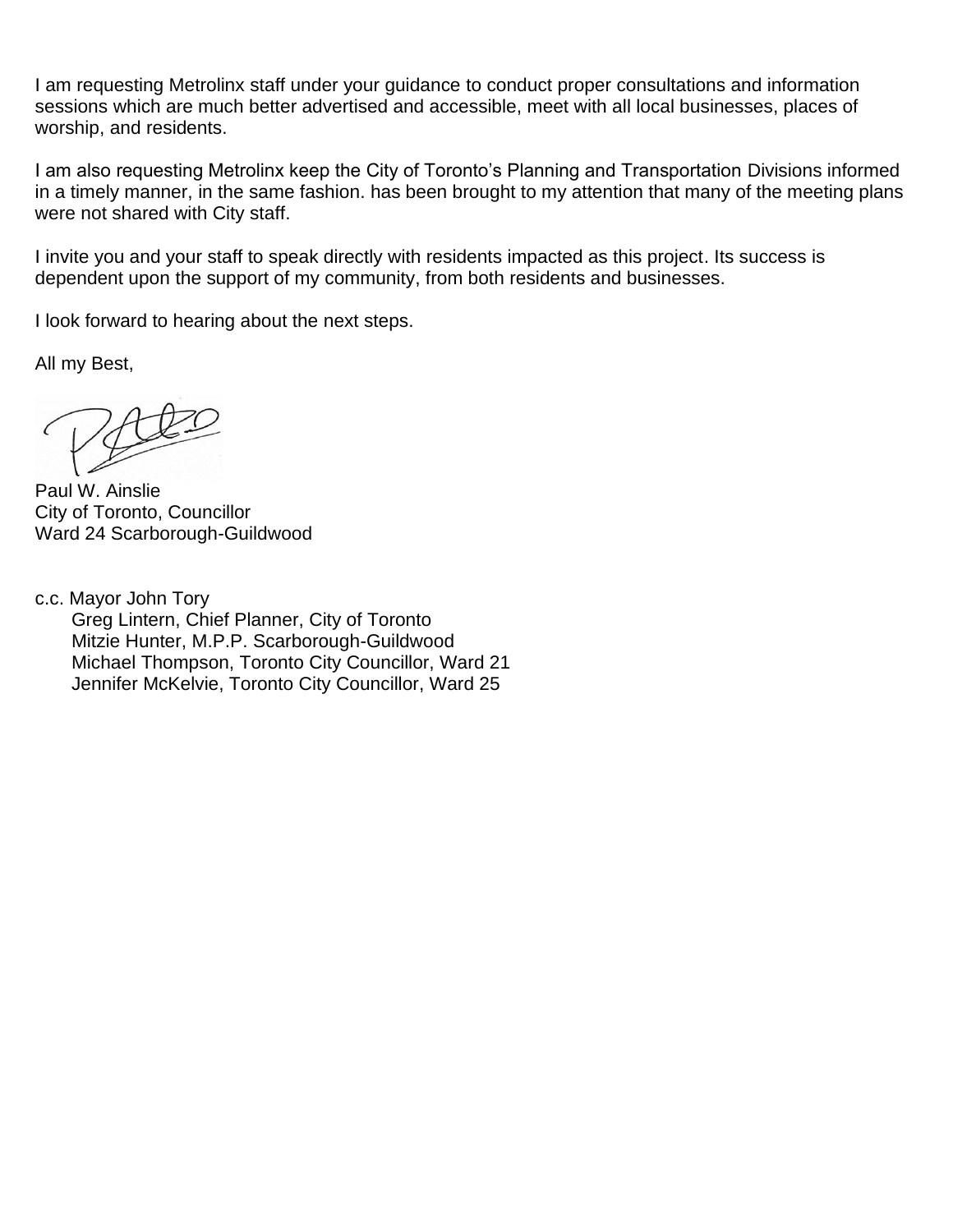I am requesting Metrolinx staff under your guidance to conduct proper consultations and information sessions which are much better advertised and accessible, meet with all local businesses, places of worship, and residents.

I am also requesting Metrolinx keep the City of Toronto's Planning and Transportation Divisions informed in a timely manner, in the same fashion. has been brought to my attention that many of the meeting plans were not shared with City staff.

I invite you and your staff to speak directly with residents impacted as this project. Its success is dependent upon the support of my community, from both residents and businesses.

I look forward to hearing about the next steps.

All my Best,

Paul W. Ainslie  
City of Toronto, Councillor  
Ward 24 Scarborough-Guildwood

c.c. Mayor John Tory  
Greg Lintern, Chief Planner, City of Toronto  
Mitzie Hunter, M.P.P. Scarborough-Guildwood  
Michael Thompson, Toronto City Councillor, Ward 21  
Jennifer McKelvie, Toronto City Councillor, Ward 25